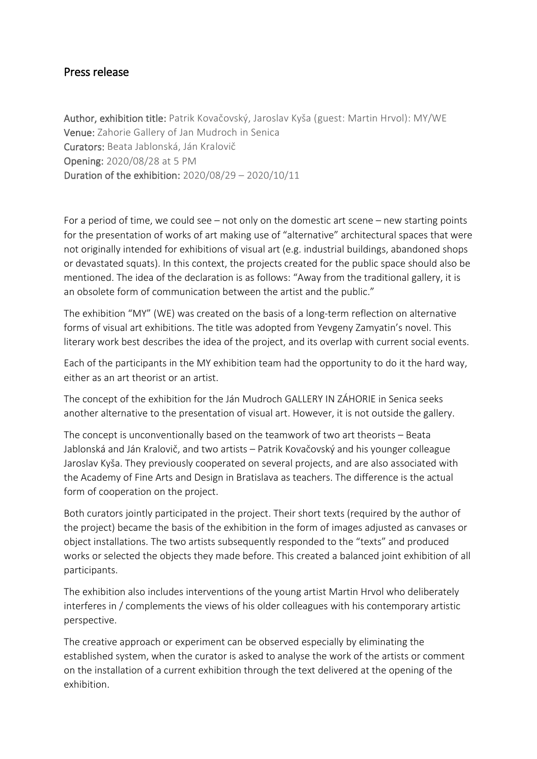## Press release

**Author, exhibition title:** Patrik Kovačovský, Jaroslav Kyša (guest: Martin Hrvol): MY/WE
**Venue:** Zahorie Gallery of Jan Mudroch in Senica
**Curators:** Beata Jablonská, Ján Kralovič
**Opening:** 2020/08/28 at 5 PM
**Duration of the exhibition:** 2020/08/29 – 2020/10/11

For a period of time, we could see – not only on the domestic art scene – new starting points for the presentation of works of art making use of "alternative" architectural spaces that were not originally intended for exhibitions of visual art (e.g. industrial buildings, abandoned shops or devastated squats). In this context, the projects created for the public space should also be mentioned. The idea of the declaration is as follows: "Away from the traditional gallery, it is an obsolete form of communication between the artist and the public."

The exhibition "MY" (WE) was created on the basis of a long-term reflection on alternative forms of visual art exhibitions. The title was adopted from Yevgeny Zamyatin's novel. This literary work best describes the idea of the project, and its overlap with current social events.

Each of the participants in the MY exhibition team had the opportunity to do it the hard way, either as an art theorist or an artist.

The concept of the exhibition for the Ján Mudroch GALLERY IN ZÁHORIE in Senica seeks another alternative to the presentation of visual art. However, it is not outside the gallery.

The concept is unconventionally based on the teamwork of two art theorists – Beata Jablonská and Ján Kralovič, and two artists – Patrik Kovačovský and his younger colleague Jaroslav Kyša. They previously cooperated on several projects, and are also associated with the Academy of Fine Arts and Design in Bratislava as teachers. The difference is the actual form of cooperation on the project.

Both curators jointly participated in the project. Their short texts (required by the author of the project) became the basis of the exhibition in the form of images adjusted as canvases or object installations. The two artists subsequently responded to the "texts" and produced works or selected the objects they made before. This created a balanced joint exhibition of all participants.

The exhibition also includes interventions of the young artist Martin Hrvol who deliberately interferes in / complements the views of his older colleagues with his contemporary artistic perspective.

The creative approach or experiment can be observed especially by eliminating the established system, when the curator is asked to analyse the work of the artists or comment on the installation of a current exhibition through the text delivered at the opening of the exhibition.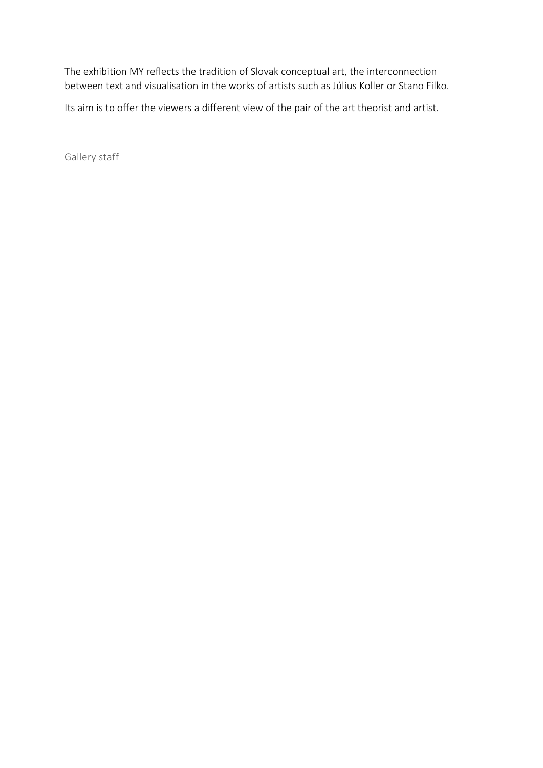The exhibition MY reflects the tradition of Slovak conceptual art, the interconnection between text and visualisation in the works of artists such as Július Koller or Stano Filko.

Its aim is to offer the viewers a different view of the pair of the art theorist and artist.

Gallery staff